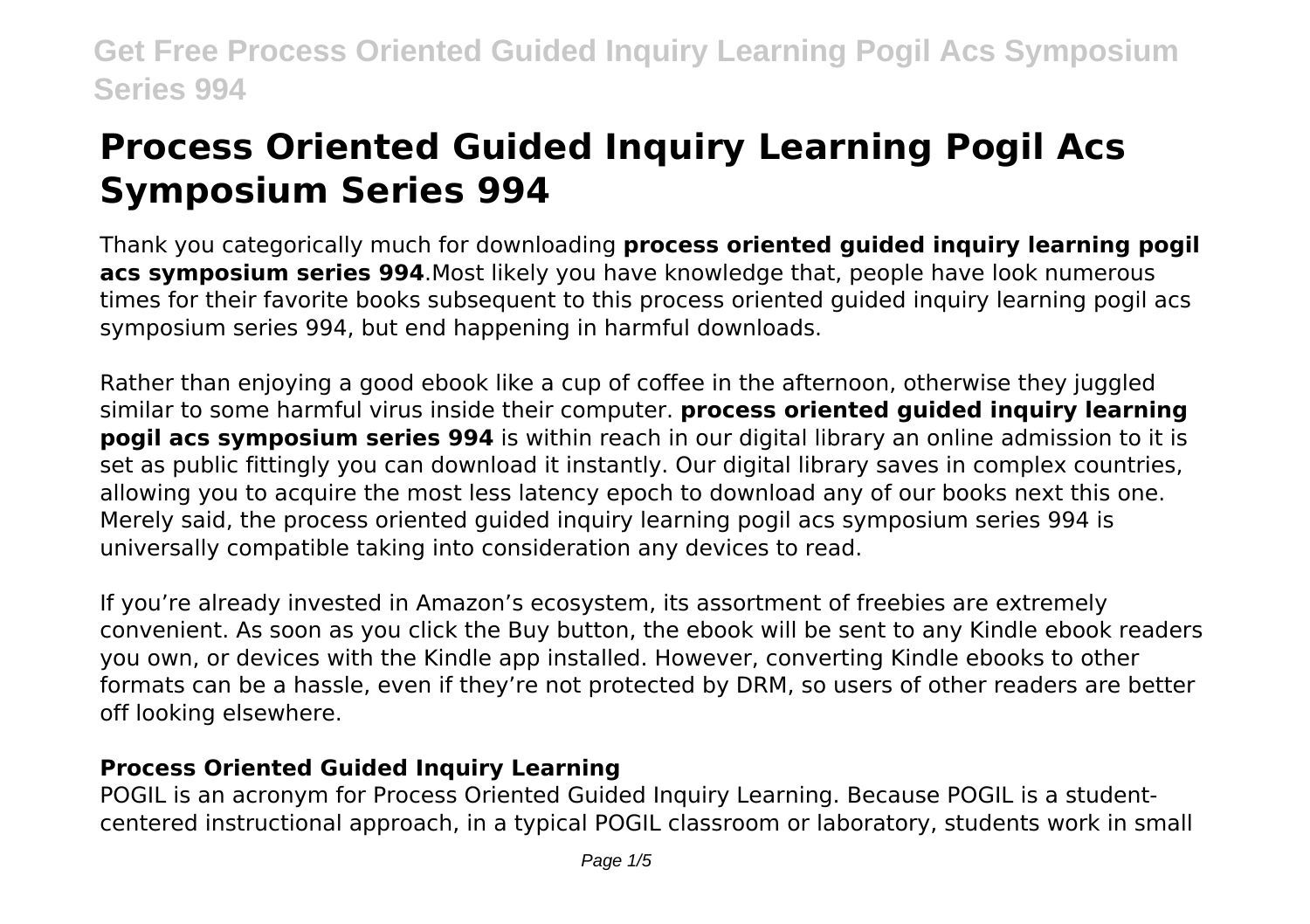# Process Oriented Guided Inquiry Learning Pogil Acs Symposium Series 994

Thank you categorically much for downloading **process oriented guided inquiry learning pogil acs symposium series 994**.Most likely you have knowledge that, people have look numerous times for their favorite books subsequent to this process oriented guided inquiry learning pogil acs symposium series 994, but end happening in harmful downloads.

Rather than enjoying a good ebook like a cup of coffee in the afternoon, otherwise they juggled similar to some harmful virus inside their computer. **process oriented guided inquiry learning pogil acs symposium series 994** is within reach in our digital library an online admission to it is set as public fittingly you can download it instantly. Our digital library saves in complex countries, allowing you to acquire the most less latency epoch to download any of our books next this one. Merely said, the process oriented guided inquiry learning pogil acs symposium series 994 is universally compatible taking into consideration any devices to read.

If you're already invested in Amazon's ecosystem, its assortment of freebies are extremely convenient. As soon as you click the Buy button, the ebook will be sent to any Kindle ebook readers you own, or devices with the Kindle app installed. However, converting Kindle ebooks to other formats can be a hassle, even if they're not protected by DRM, so users of other readers are better off looking elsewhere.

## Process Oriented Guided Inquiry Learning

POGIL is an acronym for Process Oriented Guided Inquiry Learning. Because POGIL is a student-centered instructional approach, in a typical POGIL classroom or laboratory, students work in small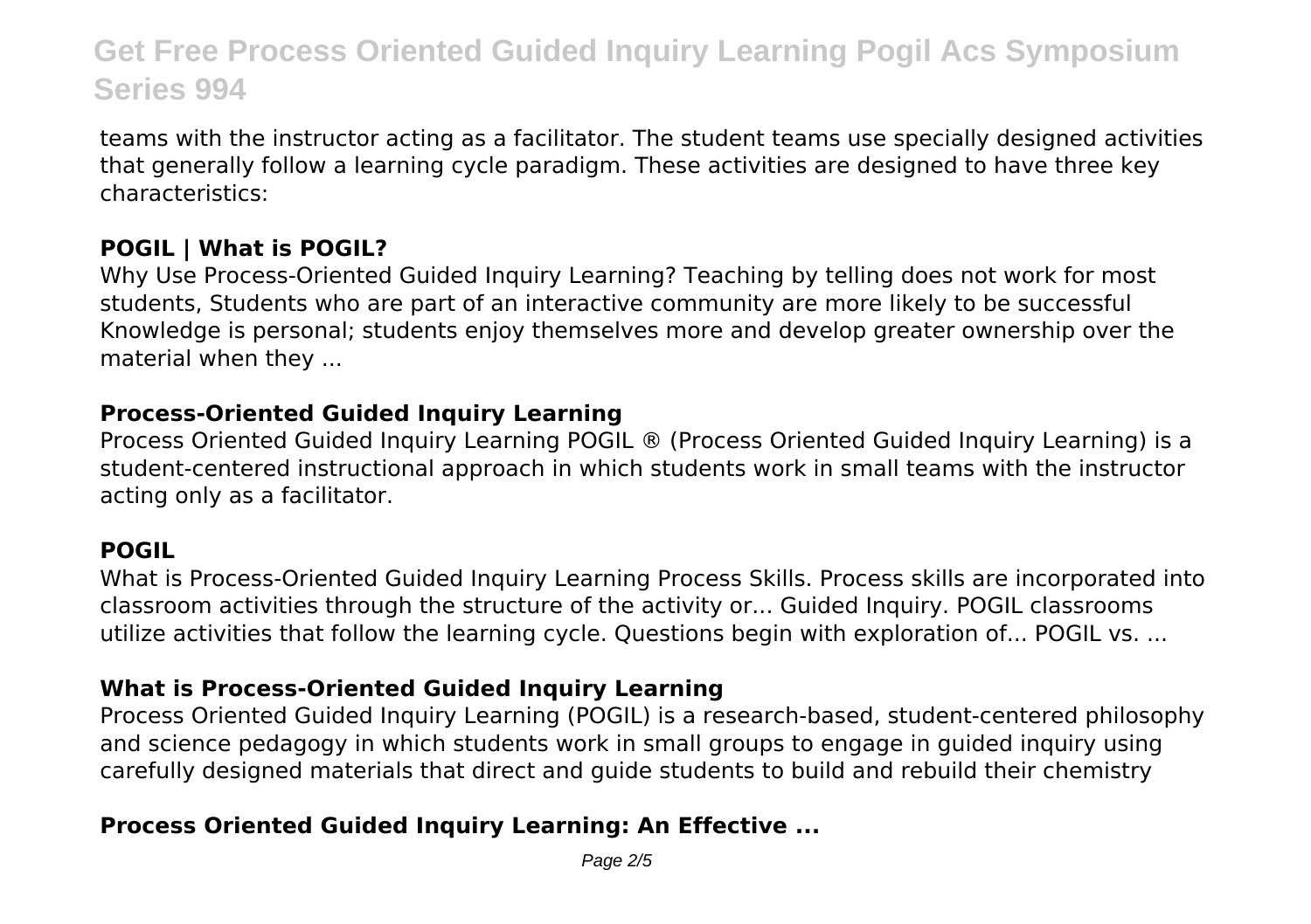teams with the instructor acting as a facilitator. The student teams use specially designed activities that generally follow a learning cycle paradigm. These activities are designed to have three key characteristics:

**POGIL | What is POGIL?**

Why Use Process-Oriented Guided Inquiry Learning? Teaching by telling does not work for most students, Students who are part of an interactive community are more likely to be successful Knowledge is personal; students enjoy themselves more and develop greater ownership over the material when they ...

**Process-Oriented Guided Inquiry Learning**

Process Oriented Guided Inquiry Learning POGIL ® (Process Oriented Guided Inquiry Learning) is a student-centered instructional approach in which students work in small teams with the instructor acting only as a facilitator.

**POGIL**

What is Process-Oriented Guided Inquiry Learning Process Skills. Process skills are incorporated into classroom activities through the structure of the activity or... Guided Inquiry. POGIL classrooms utilize activities that follow the learning cycle. Questions begin with exploration of... POGIL vs. ...

**What is Process-Oriented Guided Inquiry Learning**

Process Oriented Guided Inquiry Learning (POGIL) is a research-based, student-centered philosophy and science pedagogy in which students work in small groups to engage in guided inquiry using carefully designed materials that direct and guide students to build and rebuild their chemistry

**Process Oriented Guided Inquiry Learning: An Effective ...**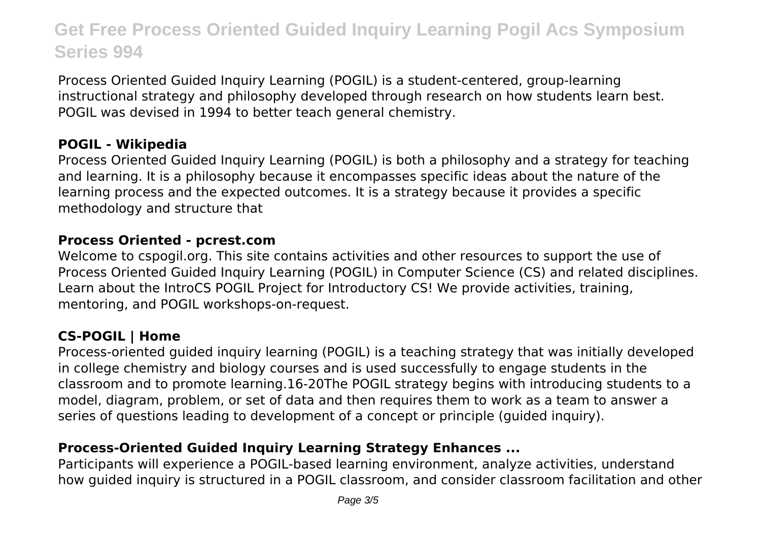Process Oriented Guided Inquiry Learning (POGIL) is a student-centered, group-learning instructional strategy and philosophy developed through research on how students learn best. POGIL was devised in 1994 to better teach general chemistry.

**POGIL - Wikipedia**

Process Oriented Guided Inquiry Learning (POGIL) is both a philosophy and a strategy for teaching and learning. It is a philosophy because it encompasses specific ideas about the nature of the learning process and the expected outcomes. It is a strategy because it provides a specific methodology and structure that

**Process Oriented - pcrest.com**

Welcome to cspogil.org. This site contains activities and other resources to support the use of Process Oriented Guided Inquiry Learning (POGIL) in Computer Science (CS) and related disciplines. Learn about the IntroCS POGIL Project for Introductory CS! We provide activities, training, mentoring, and POGIL workshops-on-request.

**CS-POGIL | Home**

Process-oriented guided inquiry learning (POGIL) is a teaching strategy that was initially developed in college chemistry and biology courses and is used successfully to engage students in the classroom and to promote learning.16-20The POGIL strategy begins with introducing students to a model, diagram, problem, or set of data and then requires them to work as a team to answer a series of questions leading to development of a concept or principle (guided inquiry).

**Process-Oriented Guided Inquiry Learning Strategy Enhances ...**

Participants will experience a POGIL-based learning environment, analyze activities, understand how guided inquiry is structured in a POGIL classroom, and consider classroom facilitation and other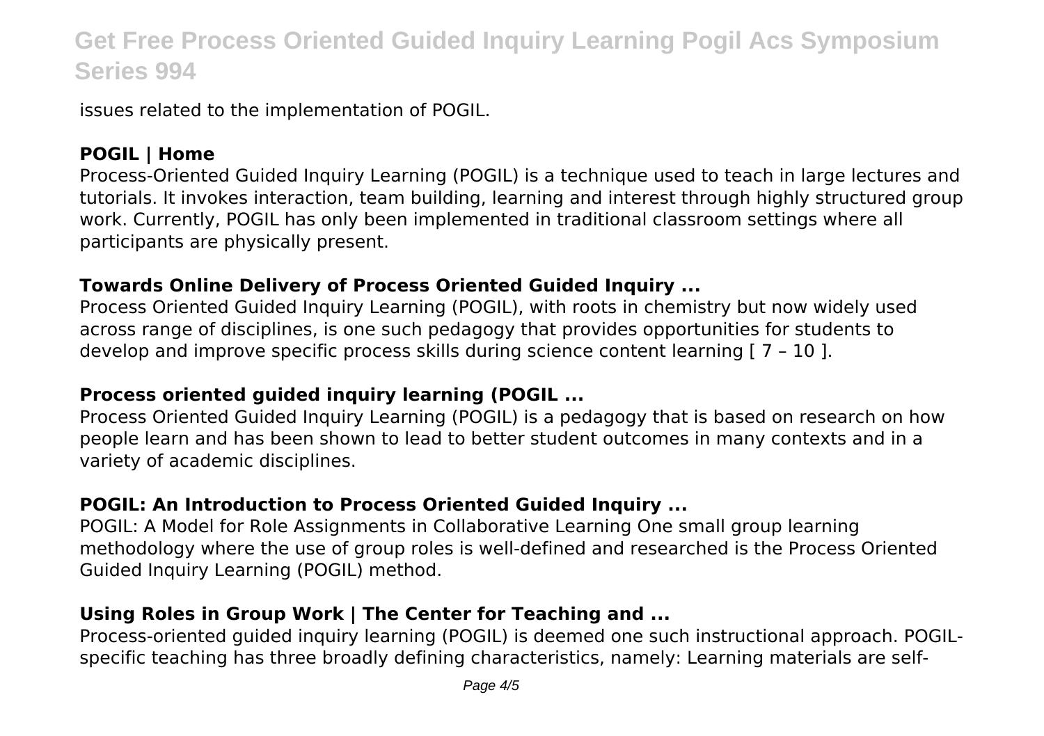issues related to the implementation of POGIL.

## POGIL | Home

Process-Oriented Guided Inquiry Learning (POGIL) is a technique used to teach in large lectures and tutorials. It invokes interaction, team building, learning and interest through highly structured group work. Currently, POGIL has only been implemented in traditional classroom settings where all participants are physically present.

## Towards Online Delivery of Process Oriented Guided Inquiry ...

Process Oriented Guided Inquiry Learning (POGIL), with roots in chemistry but now widely used across range of disciplines, is one such pedagogy that provides opportunities for students to develop and improve specific process skills during science content learning [ 7 – 10 ].

## Process oriented guided inquiry learning (POGIL ...

Process Oriented Guided Inquiry Learning (POGIL) is a pedagogy that is based on research on how people learn and has been shown to lead to better student outcomes in many contexts and in a variety of academic disciplines.

## POGIL: An Introduction to Process Oriented Guided Inquiry ...

POGIL: A Model for Role Assignments in Collaborative Learning One small group learning methodology where the use of group roles is well-defined and researched is the Process Oriented Guided Inquiry Learning (POGIL) method.

## Using Roles in Group Work | The Center for Teaching and ...

Process-oriented guided inquiry learning (POGIL) is deemed one such instructional approach. POGIL-specific teaching has three broadly defining characteristics, namely: Learning materials are self-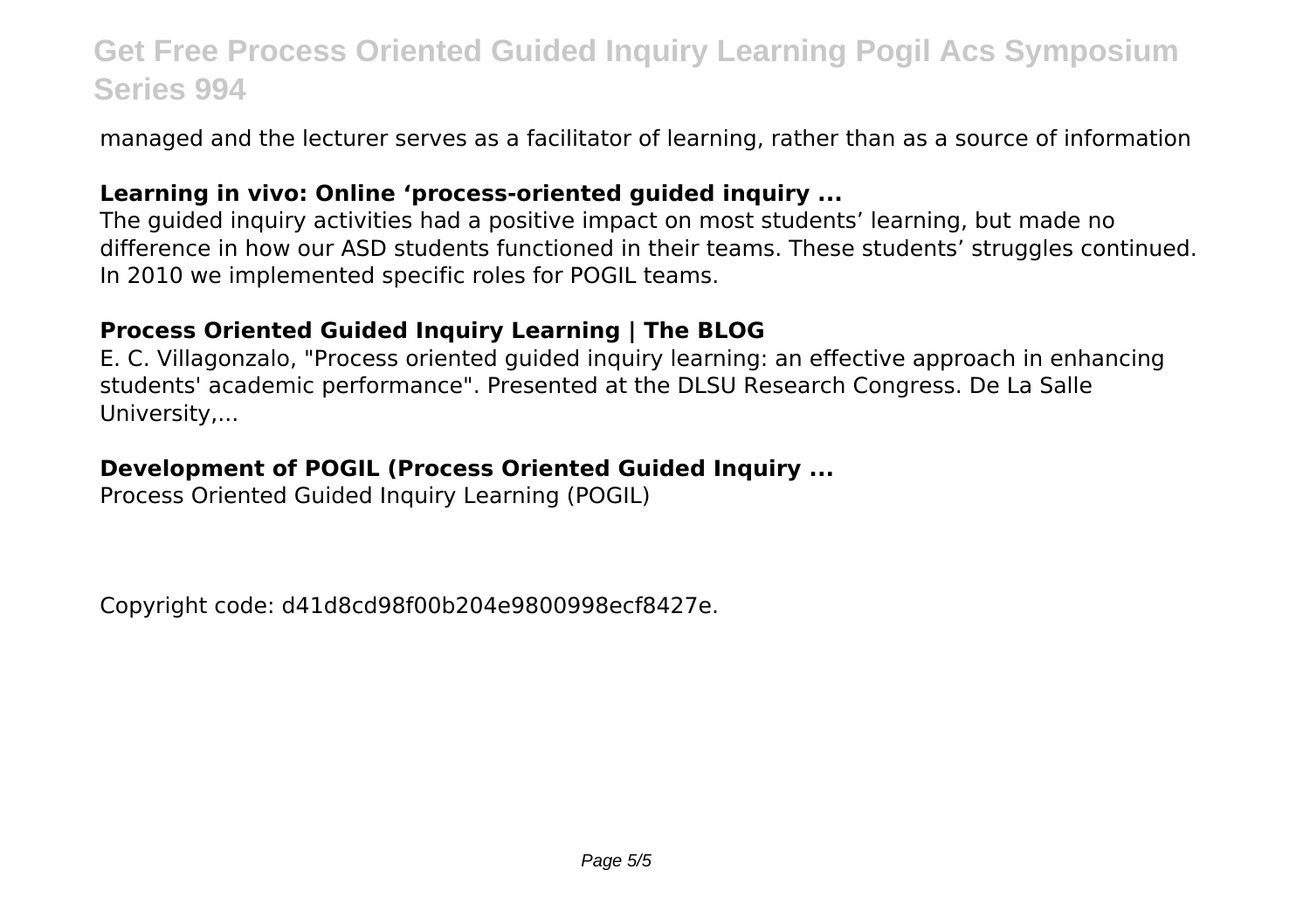managed and the lecturer serves as a facilitator of learning, rather than as a source of information

### Learning in vivo: Online 'process-oriented guided inquiry ...

The guided inquiry activities had a positive impact on most students' learning, but made no difference in how our ASD students functioned in their teams. These students' struggles continued. In 2010 we implemented specific roles for POGIL teams.

### Process Oriented Guided Inquiry Learning | The BLOG

E. C. Villagonzalo, "Process oriented guided inquiry learning: an effective approach in enhancing students' academic performance". Presented at the DLSU Research Congress. De La Salle University,...

### Development of POGIL (Process Oriented Guided Inquiry ...

Process Oriented Guided Inquiry Learning (POGIL)

Copyright code: d41d8cd98f00b204e9800998ecf8427e.